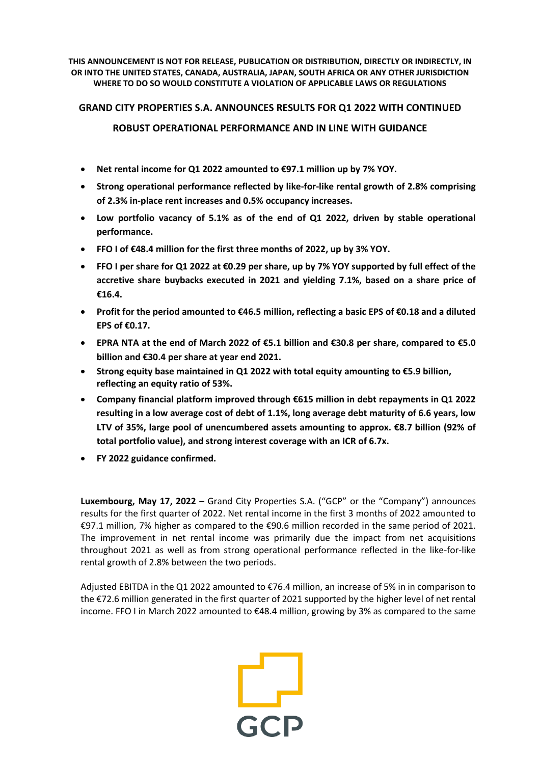**THIS ANNOUNCEMENT IS NOT FOR RELEASE, PUBLICATION OR DISTRIBUTION, DIRECTLY OR INDIRECTLY, IN OR INTO THE UNITED STATES, CANADA, AUSTRALIA, JAPAN, SOUTH AFRICA OR ANY OTHER JURISDICTION WHERE TO DO SO WOULD CONSTITUTE A VIOLATION OF APPLICABLE LAWS OR REGULATIONS**

# GRAND CITY PROPERTIES S.A. ANNOUNCES RESULTS FOR Q1 2022 WITH CONTINUED ROBUST OPERATIONAL PERFORMANCE AND IN LINE WITH GUIDANCE

- **Net rental income for Q1 2022 amounted to €97.1 million up by 7% YOY.**
- **Strong operational performance reflected by like-for-like rental growth of 2.8% comprising of 2.3% in-place rent increases and 0.5% occupancy increases.**
- **Low portfolio vacancy of 5.1% as of the end of Q1 2022, driven by stable operational performance.**
- **FFO I of €48.4 million for the first three months of 2022, up by 3% YOY.**
- **FFO I per share for Q1 2022 at €0.29 per share, up by 7% YOY supported by full effect of the accretive share buybacks executed in 2021 and yielding 7.1%, based on a share price of €16.4.**
- **Profit for the period amounted to €46.5 million, reflecting a basic EPS of €0.18 and a diluted EPS of €0.17.**
- **EPRA NTA at the end of March 2022 of €5.1 billion and €30.8 per share, compared to €5.0 billion and €30.4 per share at year end 2021.**
- **Strong equity base maintained in Q1 2022 with total equity amounting to €5.9 billion, reflecting an equity ratio of 53%.**
- **Company financial platform improved through €615 million in debt repayments in Q1 2022 resulting in a low average cost of debt of 1.1%, long average debt maturity of 6.6 years, low LTV of 35%, large pool of unencumbered assets amounting to approx. €8.7 billion (92% of total portfolio value), and strong interest coverage with an ICR of 6.7x.**
- **FY 2022 guidance confirmed.**

**Luxembourg, May 17, 2022** – Grand City Properties S.A. ("GCP" or the "Company") announces results for the first quarter of 2022. Net rental income in the first 3 months of 2022 amounted to €97.1 million, 7% higher as compared to the €90.6 million recorded in the same period of 2021. The improvement in net rental income was primarily due the impact from net acquisitions throughout 2021 as well as from strong operational performance reflected in the like-for-like rental growth of 2.8% between the two periods.

Adjusted EBITDA in the Q1 2022 amounted to €76.4 million, an increase of 5% in in comparison to the €72.6 million generated in the first quarter of 2021 supported by the higher level of net rental income. FFO I in March 2022 amounted to €48.4 million, growing by 3% as compared to the same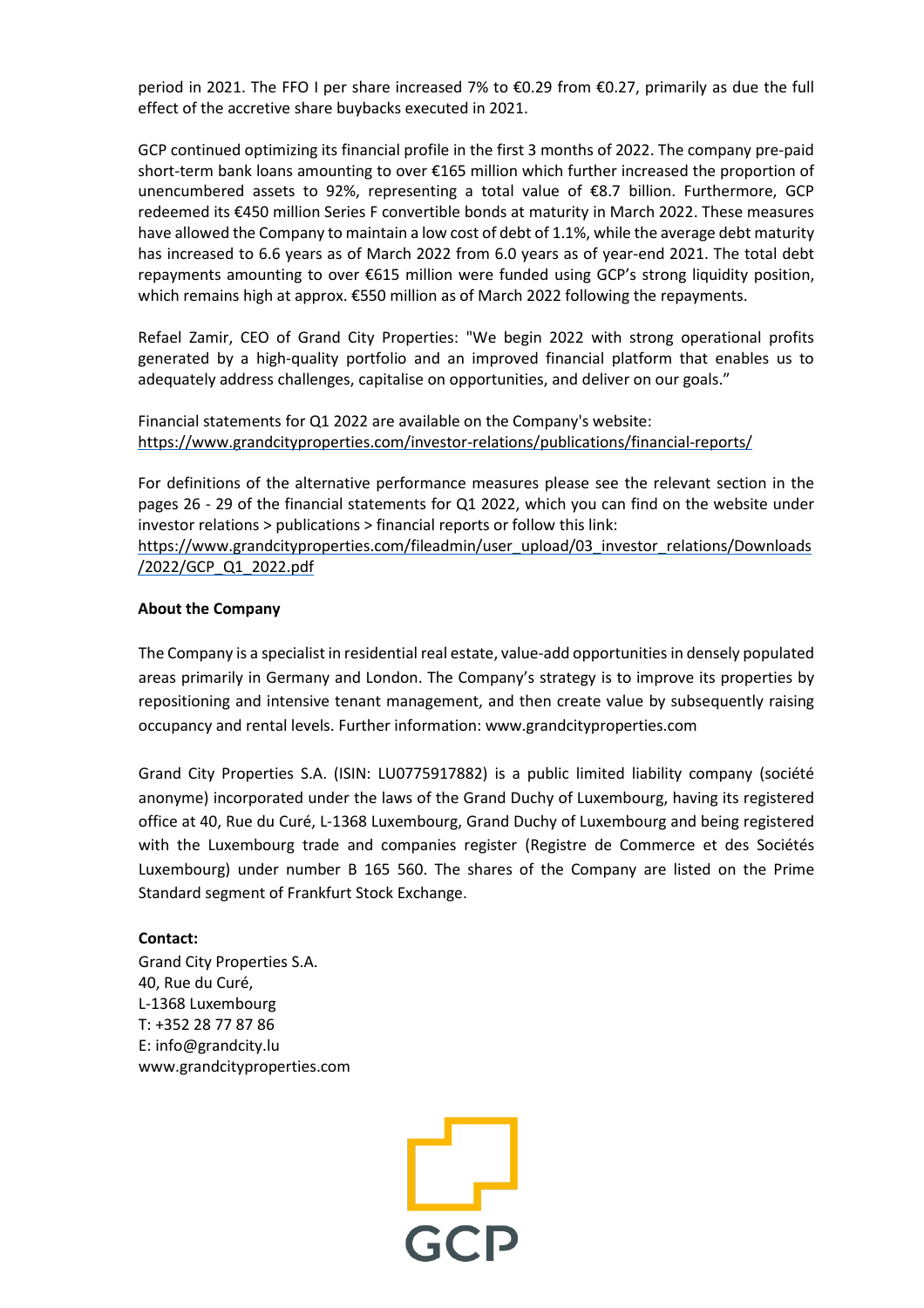period in 2021. The FFO I per share increased 7% to €0.29 from €0.27, primarily as due the full effect of the accretive share buybacks executed in 2021.

GCP continued optimizing its financial profile in the first 3 months of 2022. The company pre-paid short-term bank loans amounting to over €165 million which further increased the proportion of unencumbered assets to 92%, representing a total value of €8.7 billion. Furthermore, GCP redeemed its €450 million Series F convertible bonds at maturity in March 2022. These measures have allowed the Company to maintain a low cost of debt of 1.1%, while the average debt maturity has increased to 6.6 years as of March 2022 from 6.0 years as of year-end 2021. The total debt repayments amounting to over €615 million were funded using GCP's strong liquidity position, which remains high at approx. €550 million as of March 2022 following the repayments.

Refael Zamir, CEO of Grand City Properties: "We begin 2022 with strong operational profits generated by a high-quality portfolio and an improved financial platform that enables us to adequately address challenges, capitalise on opportunities, and deliver on our goals."

Financial statements for Q1 2022 are available on the Company's website:
https://www.grandcityproperties.com/investor-relations/publications/financial-reports/

For definitions of the alternative performance measures please see the relevant section in the pages 26 - 29 of the financial statements for Q1 2022, which you can find on the website under investor relations > publications > financial reports or follow this link:
https://www.grandcityproperties.com/fileadmin/user_upload/03_investor_relations/Downloads/2022/GCP_Q1_2022.pdf

**About the Company**

The Company is a specialist in residential real estate, value-add opportunities in densely populated areas primarily in Germany and London. The Company's strategy is to improve its properties by repositioning and intensive tenant management, and then create value by subsequently raising occupancy and rental levels. Further information: www.grandcityproperties.com

Grand City Properties S.A. (ISIN: LU0775917882) is a public limited liability company (société anonyme) incorporated under the laws of the Grand Duchy of Luxembourg, having its registered office at 40, Rue du Curé, L-1368 Luxembourg, Grand Duchy of Luxembourg and being registered with the Luxembourg trade and companies register (Registre de Commerce et des Sociétés Luxembourg) under number B 165 560. The shares of the Company are listed on the Prime Standard segment of Frankfurt Stock Exchange.

**Contact:**
Grand City Properties S.A.
40, Rue du Curé,
L-1368 Luxembourg
T: +352 28 77 87 86
E: info@grandcity.lu
www.grandcityproperties.com

GCP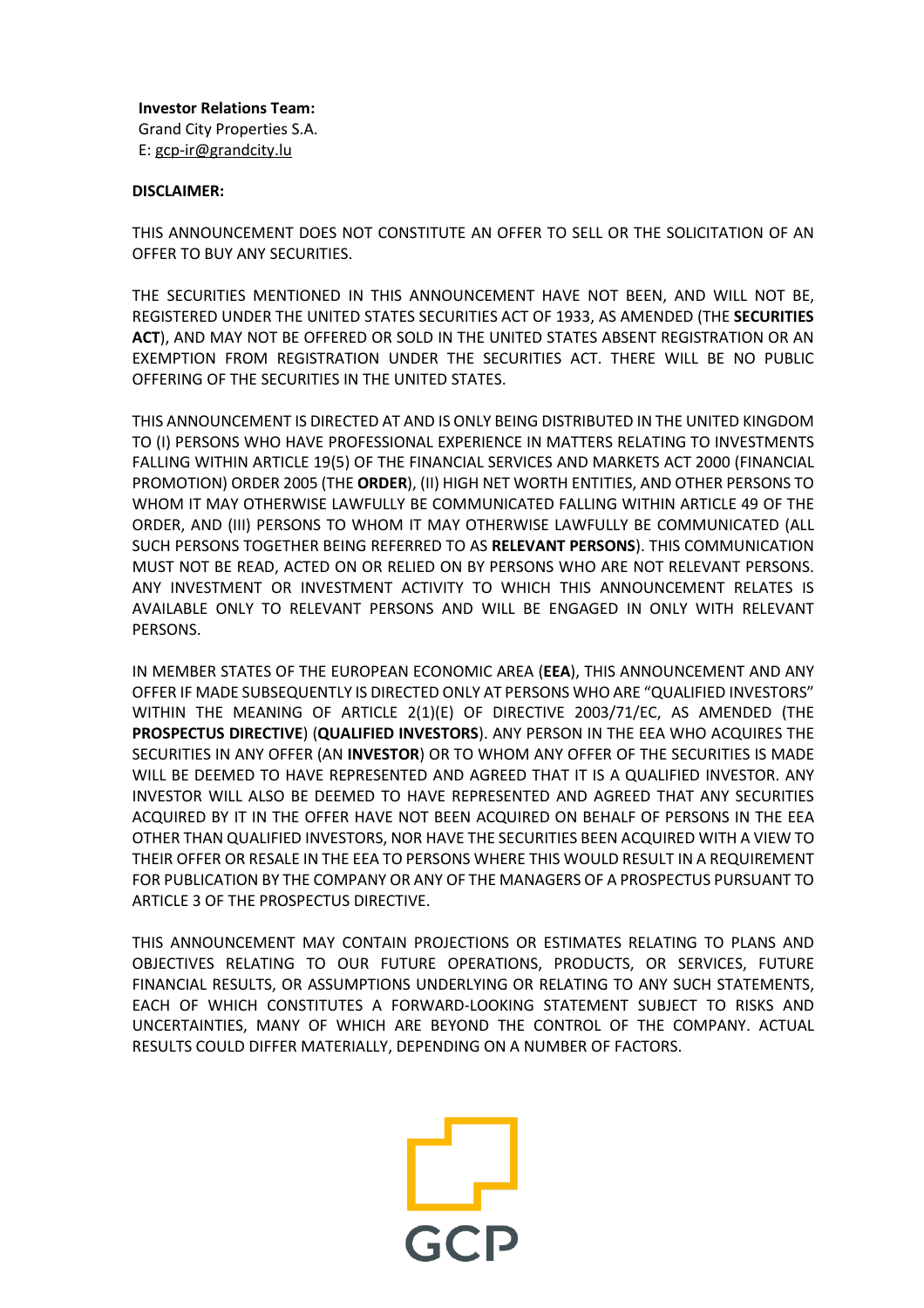**Investor Relations Team:**
Grand City Properties S.A.
E: gcp-ir@grandcity.lu

**DISCLAIMER:**

THIS ANNOUNCEMENT DOES NOT CONSTITUTE AN OFFER TO SELL OR THE SOLICITATION OF AN OFFER TO BUY ANY SECURITIES.

THE SECURITIES MENTIONED IN THIS ANNOUNCEMENT HAVE NOT BEEN, AND WILL NOT BE, REGISTERED UNDER THE UNITED STATES SECURITIES ACT OF 1933, AS AMENDED (THE **SECURITIES ACT**), AND MAY NOT BE OFFERED OR SOLD IN THE UNITED STATES ABSENT REGISTRATION OR AN EXEMPTION FROM REGISTRATION UNDER THE SECURITIES ACT. THERE WILL BE NO PUBLIC OFFERING OF THE SECURITIES IN THE UNITED STATES.

THIS ANNOUNCEMENT IS DIRECTED AT AND IS ONLY BEING DISTRIBUTED IN THE UNITED KINGDOM TO (I) PERSONS WHO HAVE PROFESSIONAL EXPERIENCE IN MATTERS RELATING TO INVESTMENTS FALLING WITHIN ARTICLE 19(5) OF THE FINANCIAL SERVICES AND MARKETS ACT 2000 (FINANCIAL PROMOTION) ORDER 2005 (THE **ORDER**), (II) HIGH NET WORTH ENTITIES, AND OTHER PERSONS TO WHOM IT MAY OTHERWISE LAWFULLY BE COMMUNICATED FALLING WITHIN ARTICLE 49 OF THE ORDER, AND (III) PERSONS TO WHOM IT MAY OTHERWISE LAWFULLY BE COMMUNICATED (ALL SUCH PERSONS TOGETHER BEING REFERRED TO AS **RELEVANT PERSONS**). THIS COMMUNICATION MUST NOT BE READ, ACTED ON OR RELIED ON BY PERSONS WHO ARE NOT RELEVANT PERSONS. ANY INVESTMENT OR INVESTMENT ACTIVITY TO WHICH THIS ANNOUNCEMENT RELATES IS AVAILABLE ONLY TO RELEVANT PERSONS AND WILL BE ENGAGED IN ONLY WITH RELEVANT PERSONS.

IN MEMBER STATES OF THE EUROPEAN ECONOMIC AREA (**EEA**), THIS ANNOUNCEMENT AND ANY OFFER IF MADE SUBSEQUENTLY IS DIRECTED ONLY AT PERSONS WHO ARE "QUALIFIED INVESTORS" WITHIN THE MEANING OF ARTICLE 2(1)(E) OF DIRECTIVE 2003/71/EC, AS AMENDED (THE **PROSPECTUS DIRECTIVE**) (**QUALIFIED INVESTORS**). ANY PERSON IN THE EEA WHO ACQUIRES THE SECURITIES IN ANY OFFER (AN **INVESTOR**) OR TO WHOM ANY OFFER OF THE SECURITIES IS MADE WILL BE DEEMED TO HAVE REPRESENTED AND AGREED THAT IT IS A QUALIFIED INVESTOR. ANY INVESTOR WILL ALSO BE DEEMED TO HAVE REPRESENTED AND AGREED THAT ANY SECURITIES ACQUIRED BY IT IN THE OFFER HAVE NOT BEEN ACQUIRED ON BEHALF OF PERSONS IN THE EEA OTHER THAN QUALIFIED INVESTORS, NOR HAVE THE SECURITIES BEEN ACQUIRED WITH A VIEW TO THEIR OFFER OR RESALE IN THE EEA TO PERSONS WHERE THIS WOULD RESULT IN A REQUIREMENT FOR PUBLICATION BY THE COMPANY OR ANY OF THE MANAGERS OF A PROSPECTUS PURSUANT TO ARTICLE 3 OF THE PROSPECTUS DIRECTIVE.

THIS ANNOUNCEMENT MAY CONTAIN PROJECTIONS OR ESTIMATES RELATING TO PLANS AND OBJECTIVES RELATING TO OUR FUTURE OPERATIONS, PRODUCTS, OR SERVICES, FUTURE FINANCIAL RESULTS, OR ASSUMPTIONS UNDERLYING OR RELATING TO ANY SUCH STATEMENTS, EACH OF WHICH CONSTITUTES A FORWARD-LOOKING STATEMENT SUBJECT TO RISKS AND UNCERTAINTIES, MANY OF WHICH ARE BEYOND THE CONTROL OF THE COMPANY. ACTUAL RESULTS COULD DIFFER MATERIALLY, DEPENDING ON A NUMBER OF FACTORS.

GCP